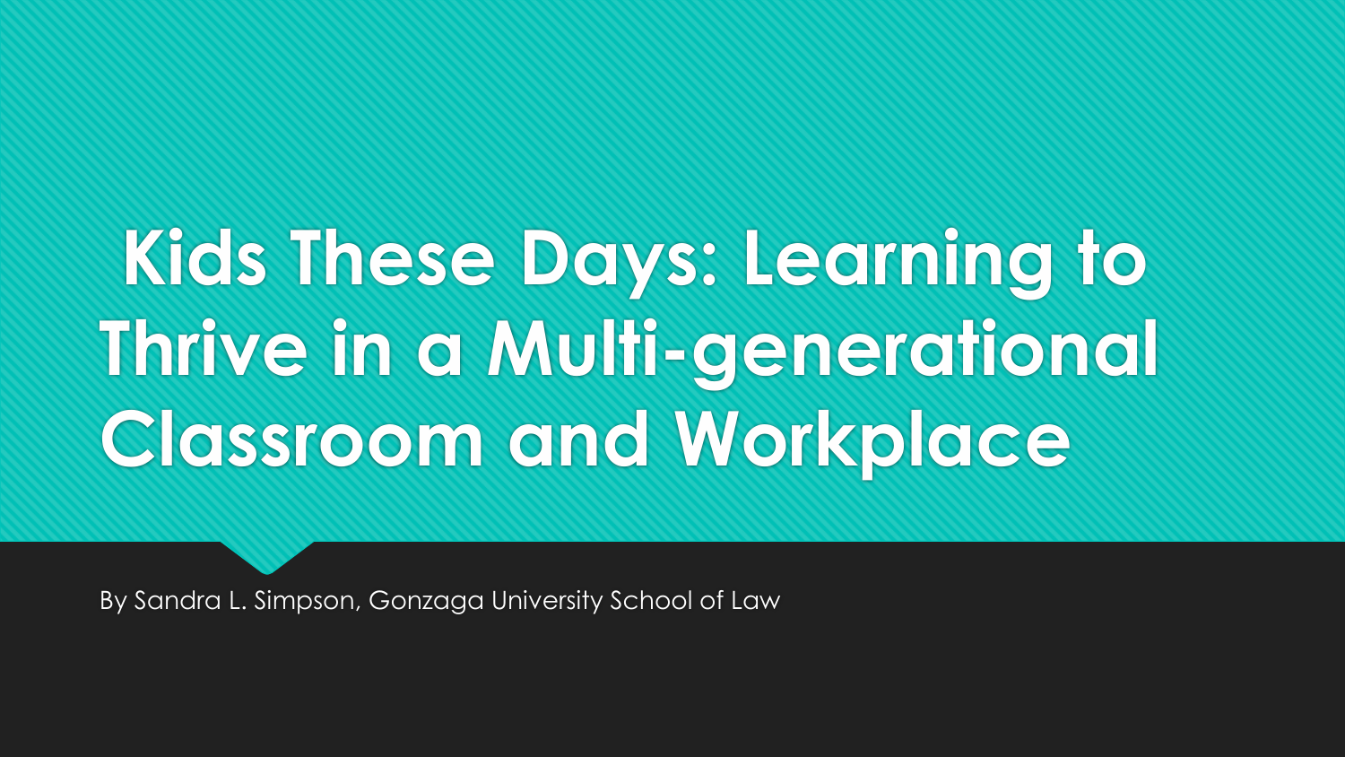# Kids These Days: Learning to Thrive in a Multi-generational Classroom and Workplace

By Sandra L. Simpson, Gonzaga University School of Law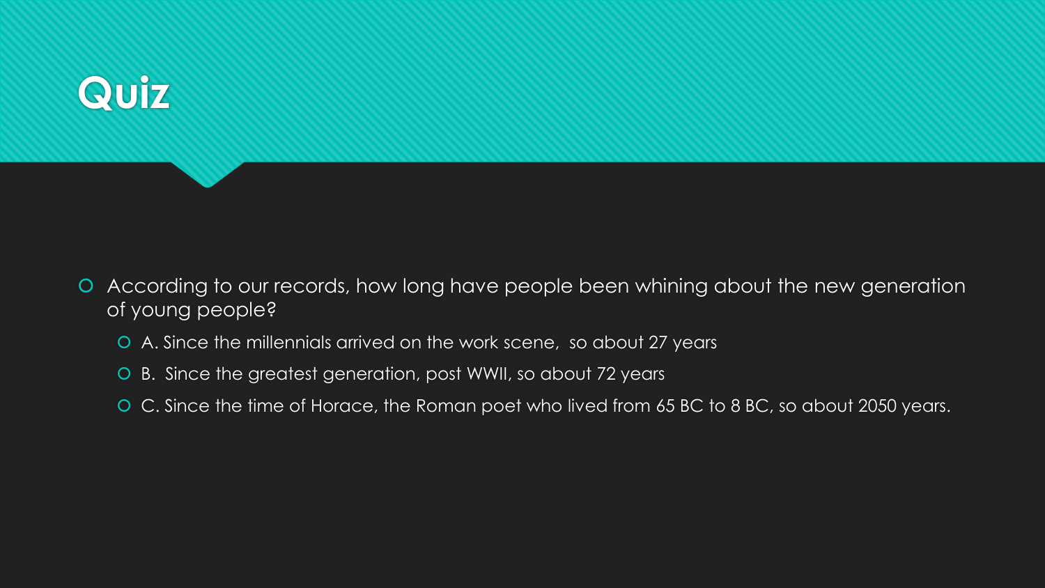# Quiz

- According to our records, how long have people been whining about the new generation of young people?
  - A. Since the millennials arrived on the work scene,  so about 27 years
  - B.  Since the greatest generation, post WWII, so about 72 years
  - C. Since the time of Horace, the Roman poet who lived from 65 BC to 8 BC, so about 2050 years.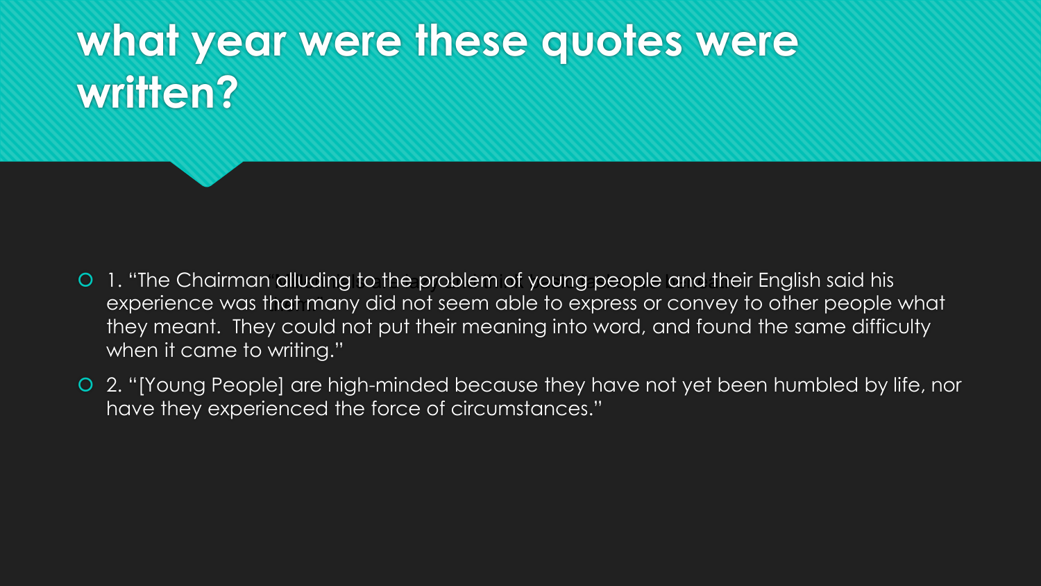# what year were these quotes were written?

- 1. “The Chairman alluding to the problem of young people and their English said his experience was that many did not seem able to express or convey to other people what they meant. They could not put their meaning into word, and found the same difficulty when it came to writing.”
- 2. “[Young People] are high-minded because they have not yet been humbled by life, nor have they experienced the force of circumstances.”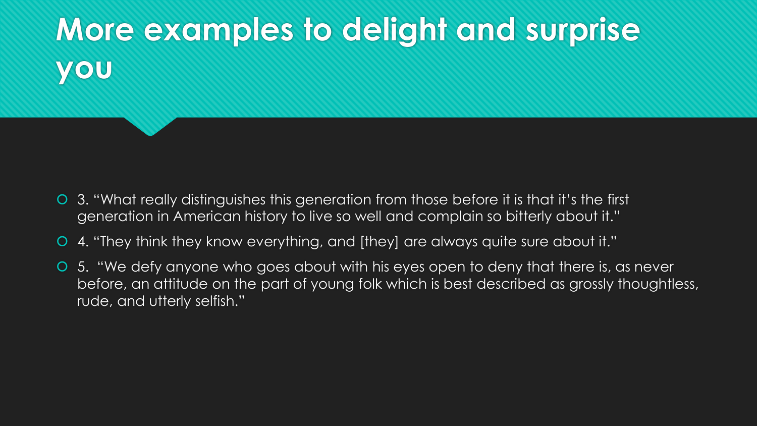# More examples to delight and surprise you

- 3. "What really distinguishes this generation from those before it is that it's the first generation in American history to live so well and complain so bitterly about it."
- 4. "They think they know everything, and [they] are always quite sure about it."
- 5. "We defy anyone who goes about with his eyes open to deny that there is, as never before, an attitude on the part of young folk which is best described as grossly thoughtless, rude, and utterly selfish."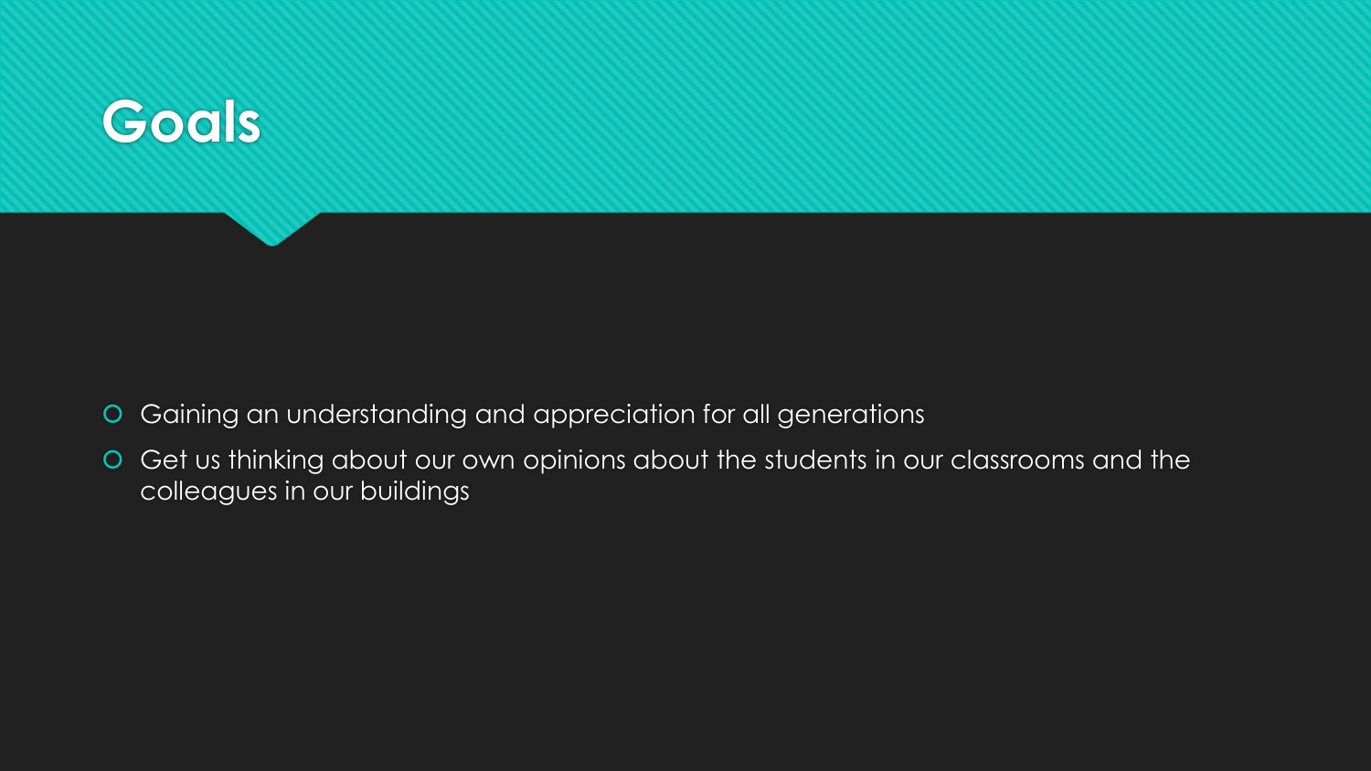# Goals

- Gaining an understanding and appreciation for all generations
- Get us thinking about our own opinions about the students in our classrooms and the colleagues in our buildings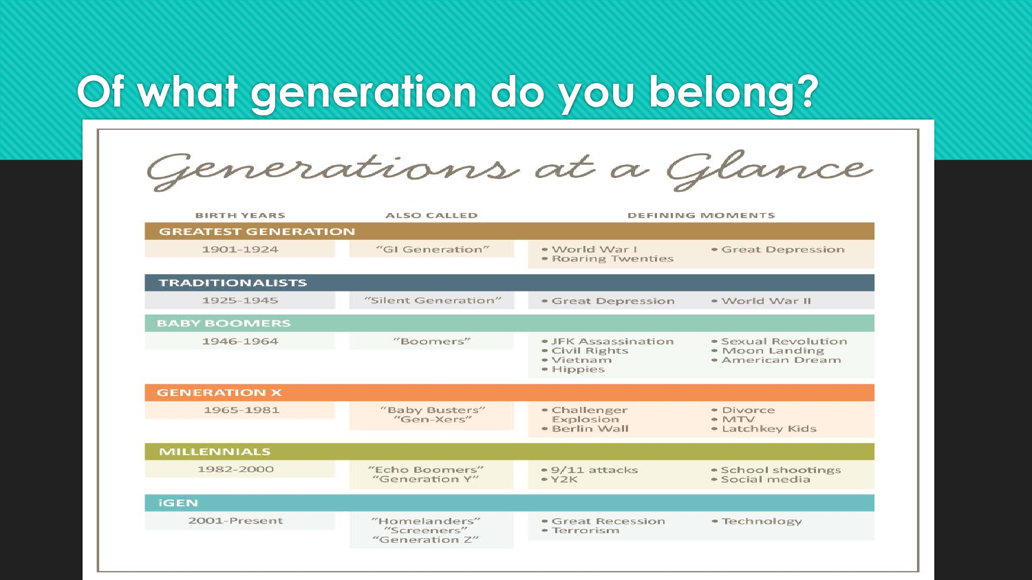# Of what generation do you belong?

## Generations at a Glance

| BIRTH YEARS | ALSO CALLED | DEFINING MOMENTS | |
|---|---|---|---|
| **GREATEST GENERATION** | | | |
| 1901-1924 | "GI Generation" | • World War I<br>• Roaring Twenties | • Great Depression |
| **TRADITIONALISTS** | | | |
| 1925-1945 | "Silent Generation" | • Great Depression | • World War II |
| **BABY BOOMERS** | | | |
| 1946-1964 | "Boomers" | • JFK Assassination<br>• Civil Rights<br>• Vietnam<br>• Hippies | • Sexual Revolution<br>• Moon Landing<br>• American Dream |
| **GENERATION X** | | | |
| 1965-1981 | "Baby Busters"<br>"Gen-Xers" | • Challenger Explosion<br>• Berlin Wall | • Divorce<br>• MTV<br>• Latchkey Kids |
| **MILLENNIALS** | | | |
| 1982-2000 | "Echo Boomers"<br>"Generation Y" | • 9/11 attacks<br>• Y2K | • School shootings<br>• Social media |
| **iGEN** | | | |
| 2001-Present | "Homelanders"<br>"Screeners"<br>"Generation Z" | • Great Recession<br>• Terrorism | • Technology |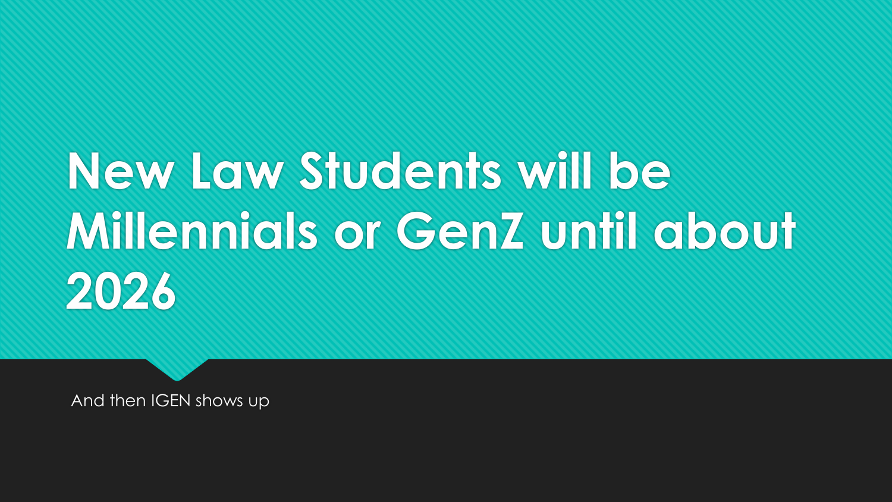# New Law Students will be Millennials or GenZ until about 2026

And then IGEN shows up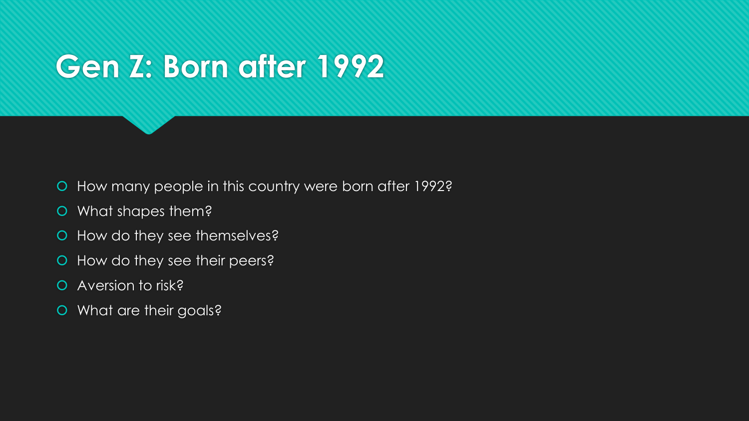# Gen Z: Born after 1992

- How many people in this country were born after 1992?
- What shapes them?
- How do they see themselves?
- How do they see their peers?
- Aversion to risk?
- What are their goals?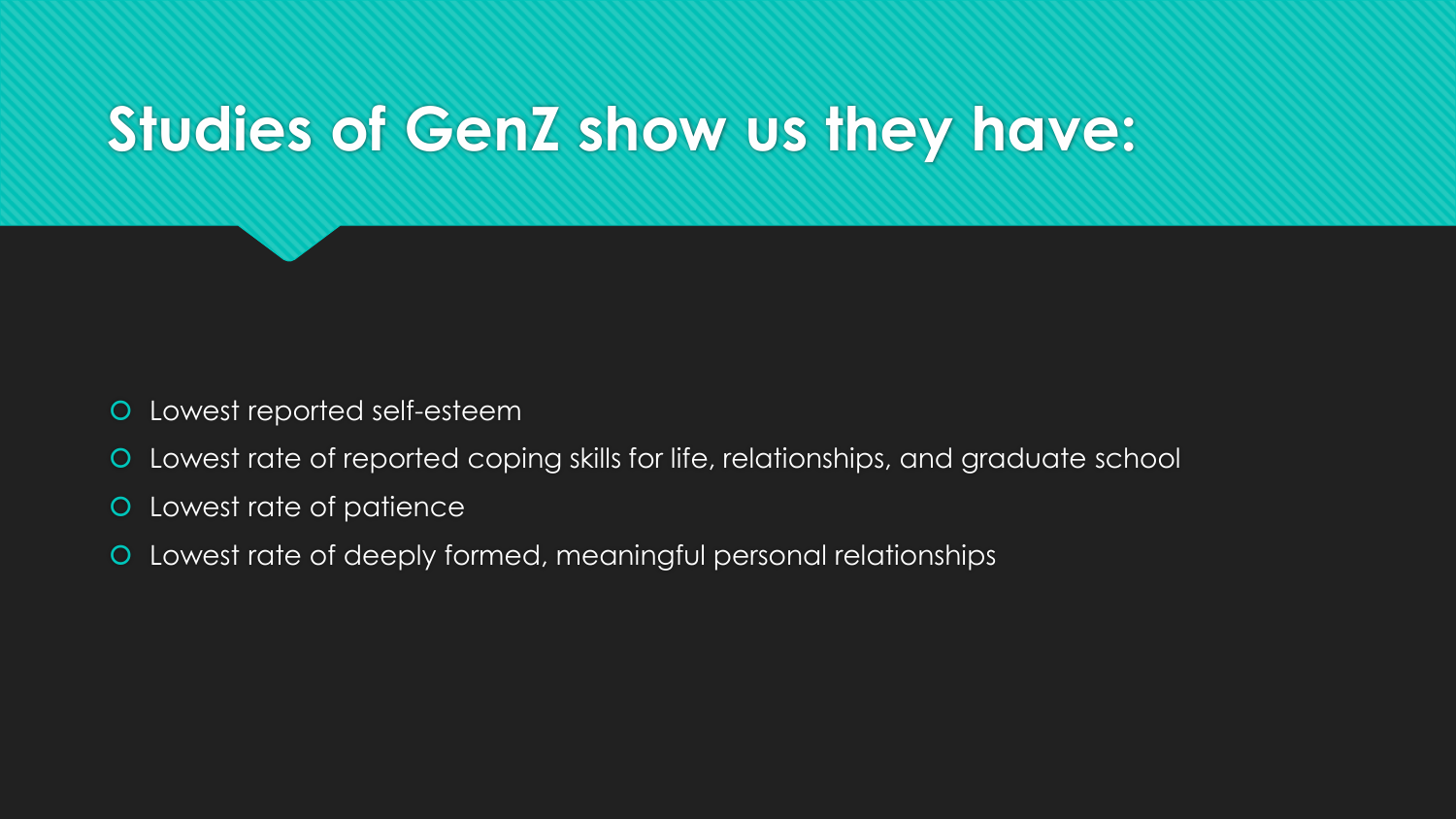# Studies of GenZ show us they have:

- Lowest reported self-esteem
- Lowest rate of reported coping skills for life, relationships, and graduate school
- Lowest rate of patience
- Lowest rate of deeply formed, meaningful personal relationships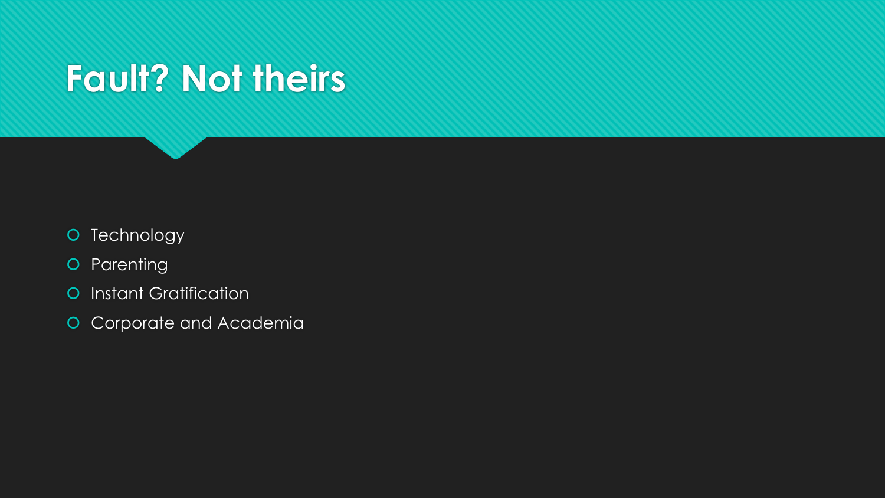# Fault? Not theirs

- Technology
- Parenting
- Instant Gratification
- Corporate and Academia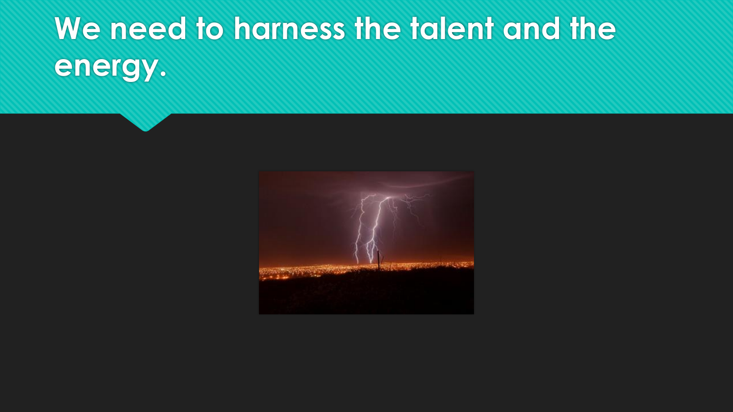# We need to harness the talent and the energy.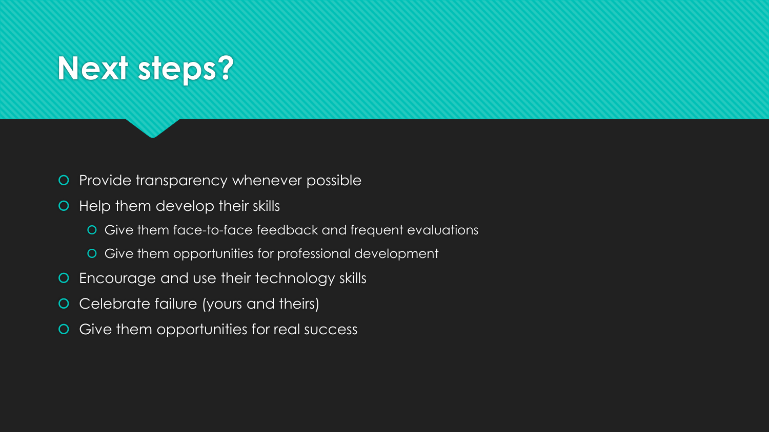# Next steps?

- Provide transparency whenever possible
- Help them develop their skills
  - Give them face-to-face feedback and frequent evaluations
  - Give them opportunities for professional development
- Encourage and use their technology skills
- Celebrate failure (yours and theirs)
- Give them opportunities for real success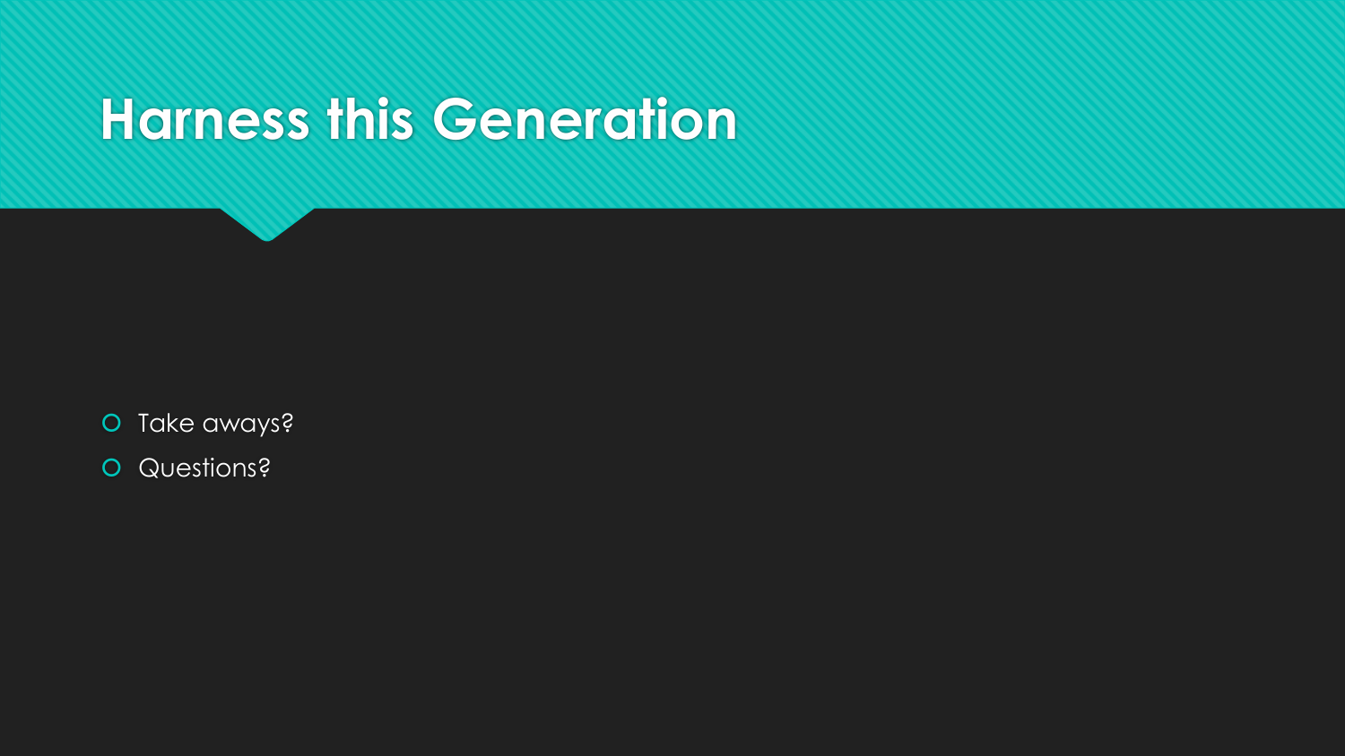# Harness this Generation

- Take aways?
- Questions?